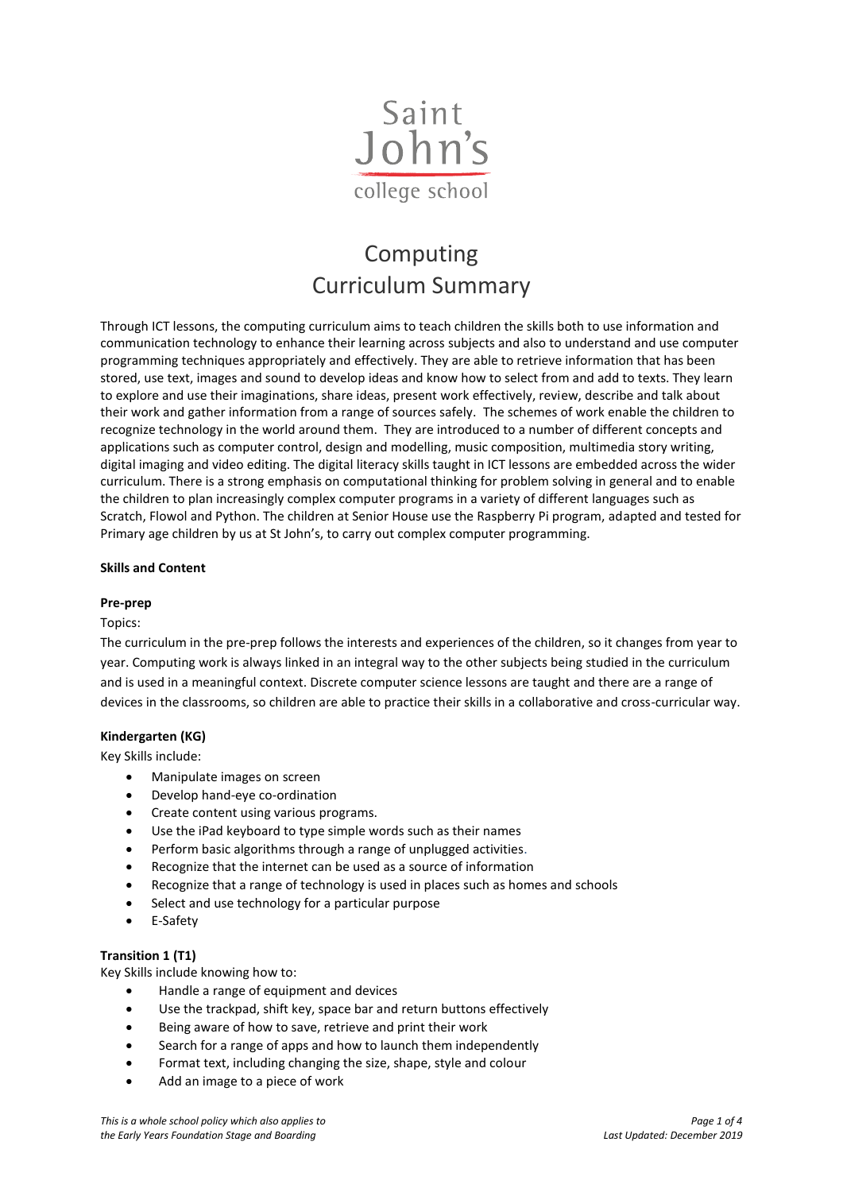Saint John's college school

# Computing Curriculum Summary

Through ICT lessons, the computing curriculum aims to teach children the skills both to use information and communication technology to enhance their learning across subjects and also to understand and use computer programming techniques appropriately and effectively. They are able to retrieve information that has been stored, use text, images and sound to develop ideas and know how to select from and add to texts. They learn to explore and use their imaginations, share ideas, present work effectively, review, describe and talk about their work and gather information from a range of sources safely. The schemes of work enable the children to recognize technology in the world around them. They are introduced to a number of different concepts and applications such as computer control, design and modelling, music composition, multimedia story writing, digital imaging and video editing. The digital literacy skills taught in ICT lessons are embedded across the wider curriculum. There is a strong emphasis on computational thinking for problem solving in general and to enable the children to plan increasingly complex computer programs in a variety of different languages such as Scratch, Flowol and Python. The children at Senior House use the Raspberry Pi program, adapted and tested for Primary age children by us at St John's, to carry out complex computer programming.

**Skills and Content**

**Pre-prep**

Topics:

The curriculum in the pre-prep follows the interests and experiences of the children, so it changes from year to year. Computing work is always linked in an integral way to the other subjects being studied in the curriculum and is used in a meaningful context. Discrete computer science lessons are taught and there are a range of devices in the classrooms, so children are able to practice their skills in a collaborative and cross-curricular way.

**Kindergarten (KG)**

Key Skills include:

- Manipulate images on screen
- Develop hand-eye co-ordination
- Create content using various programs.
- Use the iPad keyboard to type simple words such as their names
- Perform basic algorithms through a range of unplugged activities.
- Recognize that the internet can be used as a source of information
- Recognize that a range of technology is used in places such as homes and schools
- Select and use technology for a particular purpose
- E-Safety

**Transition 1 (T1)**

Key Skills include knowing how to:

- Handle a range of equipment and devices
- Use the trackpad, shift key, space bar and return buttons effectively
- Being aware of how to save, retrieve and print their work
- Search for a range of apps and how to launch them independently
- Format text, including changing the size, shape, style and colour
- Add an image to a piece of work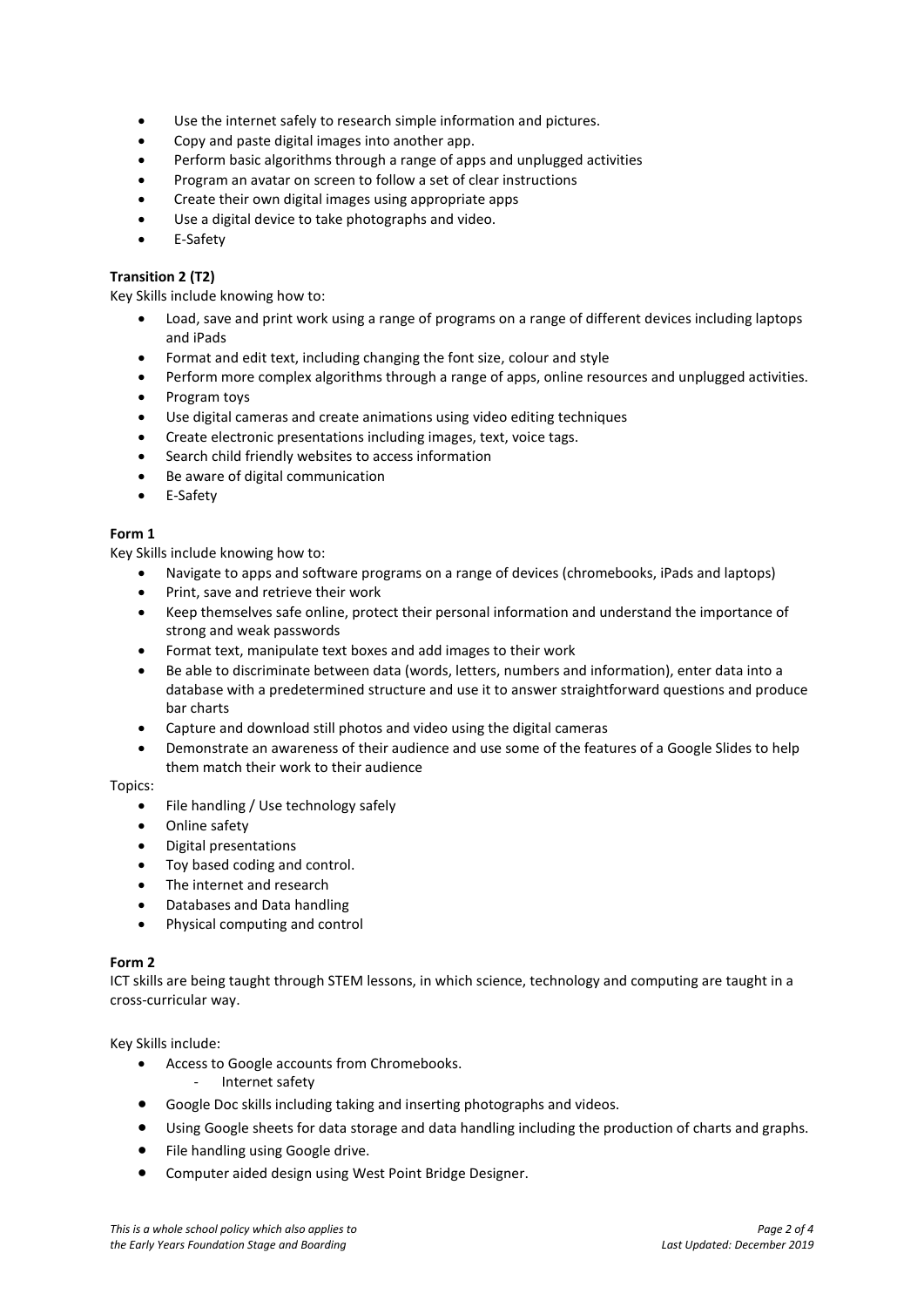- Use the internet safely to research simple information and pictures.
- Copy and paste digital images into another app.
- Perform basic algorithms through a range of apps and unplugged activities
- Program an avatar on screen to follow a set of clear instructions
- Create their own digital images using appropriate apps
- Use a digital device to take photographs and video.
- E-Safety

**Transition 2 (T2)**

Key Skills include knowing how to:

- Load, save and print work using a range of programs on a range of different devices including laptops and iPads
- Format and edit text, including changing the font size, colour and style
- Perform more complex algorithms through a range of apps, online resources and unplugged activities.
- Program toys
- Use digital cameras and create animations using video editing techniques
- Create electronic presentations including images, text, voice tags.
- Search child friendly websites to access information
- Be aware of digital communication
- E-Safety

**Form 1**

Key Skills include knowing how to:

- Navigate to apps and software programs on a range of devices (chromebooks, iPads and laptops)
- Print, save and retrieve their work
- Keep themselves safe online, protect their personal information and understand the importance of strong and weak passwords
- Format text, manipulate text boxes and add images to their work
- Be able to discriminate between data (words, letters, numbers and information), enter data into a database with a predetermined structure and use it to answer straightforward questions and produce bar charts
- Capture and download still photos and video using the digital cameras
- Demonstrate an awareness of their audience and use some of the features of a Google Slides to help them match their work to their audience

Topics:

- File handling / Use technology safely
- Online safety
- Digital presentations
- Toy based coding and control.
- The internet and research
- Databases and Data handling
- Physical computing and control

**Form 2**

ICT skills are being taught through STEM lessons, in which science, technology and computing are taught in a cross-curricular way.

Key Skills include:

- Access to Google accounts from Chromebooks.
  - Internet safety
- Google Doc skills including taking and inserting photographs and videos.
- Using Google sheets for data storage and data handling including the production of charts and graphs.
- File handling using Google drive.
- Computer aided design using West Point Bridge Designer.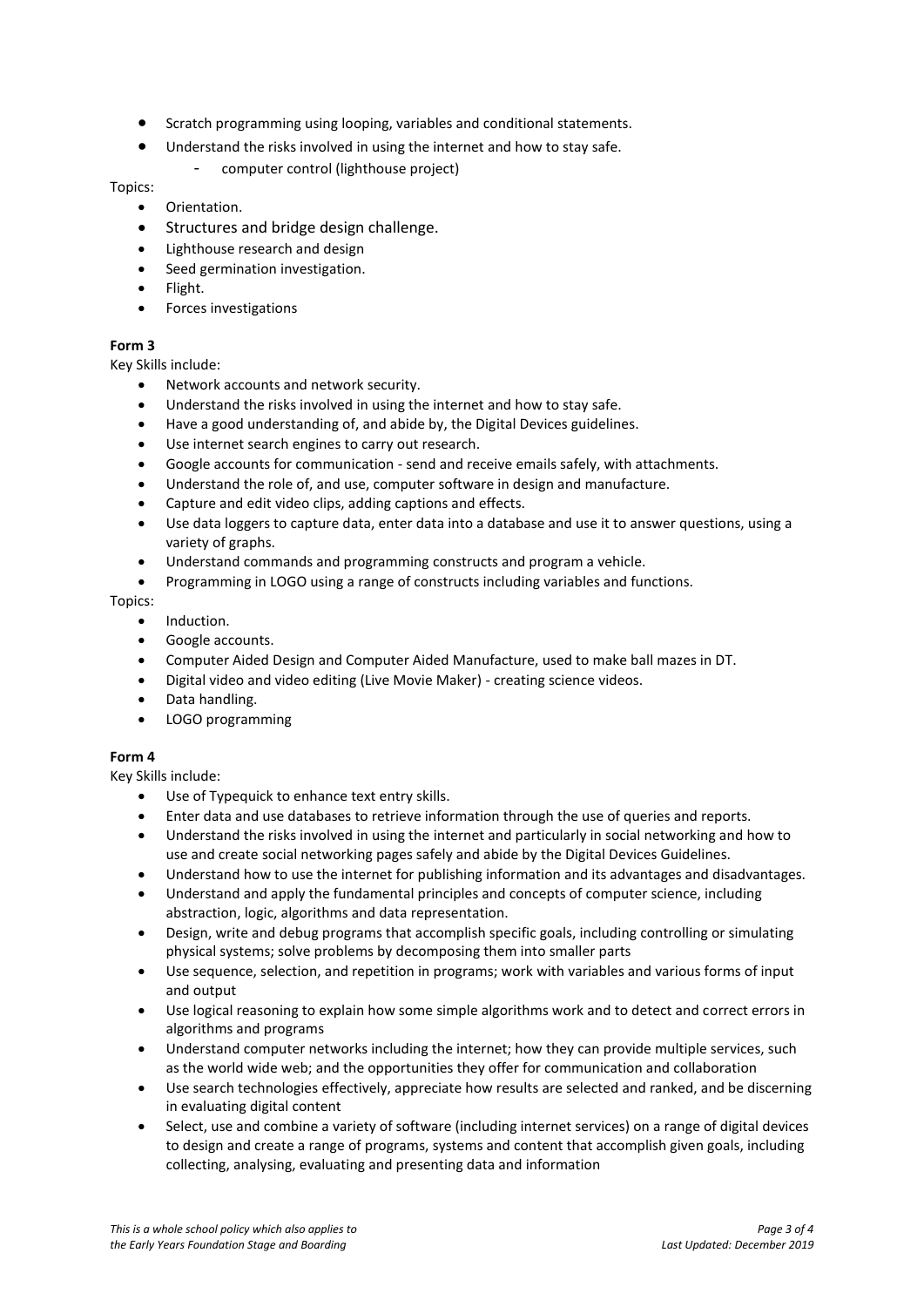- Scratch programming using looping, variables and conditional statements.
- Understand the risks involved in using the internet and how to stay safe.
    - computer control (lighthouse project)

Topics:

- Orientation.
- Structures and bridge design challenge.
- Lighthouse research and design
- Seed germination investigation.
- Flight.
- Forces investigations

**Form 3**

Key Skills include:

- Network accounts and network security.
- Understand the risks involved in using the internet and how to stay safe.
- Have a good understanding of, and abide by, the Digital Devices guidelines.
- Use internet search engines to carry out research.
- Google accounts for communication - send and receive emails safely, with attachments.
- Understand the role of, and use, computer software in design and manufacture.
- Capture and edit video clips, adding captions and effects.
- Use data loggers to capture data, enter data into a database and use it to answer questions, using a variety of graphs.
- Understand commands and programming constructs and program a vehicle.
- Programming in LOGO using a range of constructs including variables and functions.

Topics:

- Induction.
- Google accounts.
- Computer Aided Design and Computer Aided Manufacture, used to make ball mazes in DT.
- Digital video and video editing (Live Movie Maker) - creating science videos.
- Data handling.
- LOGO programming

**Form 4**

Key Skills include:

- Use of Typequick to enhance text entry skills.
- Enter data and use databases to retrieve information through the use of queries and reports.
- Understand the risks involved in using the internet and particularly in social networking and how to use and create social networking pages safely and abide by the Digital Devices Guidelines.
- Understand how to use the internet for publishing information and its advantages and disadvantages.
- Understand and apply the fundamental principles and concepts of computer science, including abstraction, logic, algorithms and data representation.
- Design, write and debug programs that accomplish specific goals, including controlling or simulating physical systems; solve problems by decomposing them into smaller parts
- Use sequence, selection, and repetition in programs; work with variables and various forms of input and output
- Use logical reasoning to explain how some simple algorithms work and to detect and correct errors in algorithms and programs
- Understand computer networks including the internet; how they can provide multiple services, such as the world wide web; and the opportunities they offer for communication and collaboration
- Use search technologies effectively, appreciate how results are selected and ranked, and be discerning in evaluating digital content
- Select, use and combine a variety of software (including internet services) on a range of digital devices to design and create a range of programs, systems and content that accomplish given goals, including collecting, analysing, evaluating and presenting data and information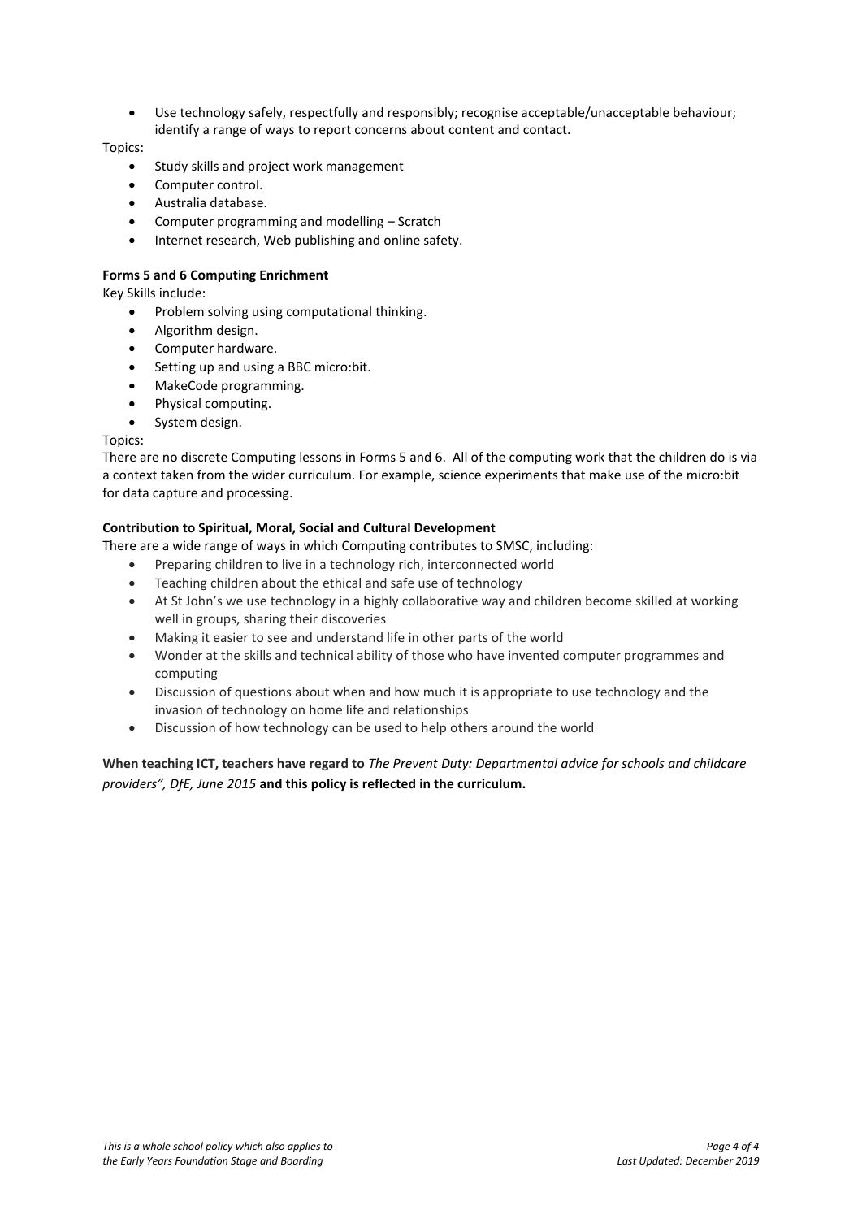- Use technology safely, respectfully and responsibly; recognise acceptable/unacceptable behaviour; identify a range of ways to report concerns about content and contact.

Topics:

- Study skills and project work management
- Computer control.
- Australia database.
- Computer programming and modelling – Scratch
- Internet research, Web publishing and online safety.

**Forms 5 and 6 Computing Enrichment**

Key Skills include:

- Problem solving using computational thinking.
- Algorithm design.
- Computer hardware.
- Setting up and using a BBC micro:bit.
- MakeCode programming.
- Physical computing.
- System design.

Topics:

There are no discrete Computing lessons in Forms 5 and 6. All of the computing work that the children do is via a context taken from the wider curriculum. For example, science experiments that make use of the micro:bit for data capture and processing.

**Contribution to Spiritual, Moral, Social and Cultural Development**

There are a wide range of ways in which Computing contributes to SMSC, including:

- Preparing children to live in a technology rich, interconnected world
- Teaching children about the ethical and safe use of technology
- At St John's we use technology in a highly collaborative way and children become skilled at working well in groups, sharing their discoveries
- Making it easier to see and understand life in other parts of the world
- Wonder at the skills and technical ability of those who have invented computer programmes and computing
- Discussion of questions about when and how much it is appropriate to use technology and the invasion of technology on home life and relationships
- Discussion of how technology can be used to help others around the world

**When teaching ICT, teachers have regard to** *The Prevent Duty: Departmental advice for schools and childcare providers", DfE, June 2015* **and this policy is reflected in the curriculum.**